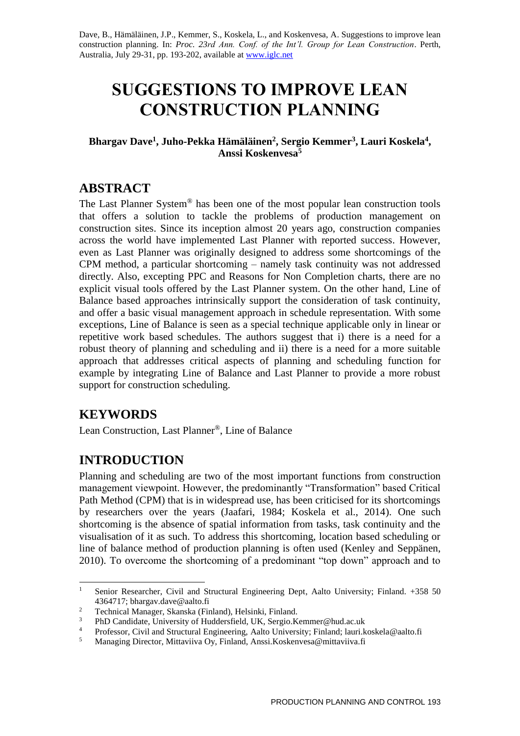Dave, B., Hämäläinen, J.P., Kemmer, S., Koskela, L., and Koskenvesa, A. Suggestions to improve lean construction planning. In: *Proc. 23rd Ann. Conf. of the Int'l. Group for Lean Construction*. Perth, Australia, July 29-31, pp. 193-202, available at www.iglc.net

# SUGGESTIONS TO IMPROVE LEAN CONSTRUCTION PLANNING

**Bhargav Dave[1], Juho-Pekka Hämäläinen[2], Sergio Kemmer[3], Lauri Koskela[4], Anssi Koskenvesa[5]**

## ABSTRACT

The Last Planner System® has been one of the most popular lean construction tools that offers a solution to tackle the problems of production management on construction sites. Since its inception almost 20 years ago, construction companies across the world have implemented Last Planner with reported success. However, even as Last Planner was originally designed to address some shortcomings of the CPM method, a particular shortcoming – namely task continuity was not addressed directly. Also, excepting PPC and Reasons for Non Completion charts, there are no explicit visual tools offered by the Last Planner system. On the other hand, Line of Balance based approaches intrinsically support the consideration of task continuity, and offer a basic visual management approach in schedule representation. With some exceptions, Line of Balance is seen as a special technique applicable only in linear or repetitive work based schedules. The authors suggest that i) there is a need for a robust theory of planning and scheduling and ii) there is a need for a more suitable approach that addresses critical aspects of planning and scheduling function for example by integrating Line of Balance and Last Planner to provide a more robust support for construction scheduling.

## KEYWORDS

Lean Construction, Last Planner®, Line of Balance

## INTRODUCTION

Planning and scheduling are two of the most important functions from construction management viewpoint. However, the predominantly "Transformation" based Critical Path Method (CPM) that is in widespread use, has been criticised for its shortcomings by researchers over the years (Jaafari, 1984; Koskela et al., 2014). One such shortcoming is the absence of spatial information from tasks, task continuity and the visualisation of it as such. To address this shortcoming, location based scheduling or line of balance method of production planning is often used (Kenley and Seppänen, 2010). To overcome the shortcoming of a predominant "top down" approach and to

---

[1] Senior Researcher, Civil and Structural Engineering Dept, Aalto University; Finland. +358 50 4364717; bhargav.dave@aalto.fi

[2] Technical Manager, Skanska (Finland), Helsinki, Finland.

[3] PhD Candidate, University of Huddersfield, UK, Sergio.Kemmer@hud.ac.uk

[4] Professor, Civil and Structural Engineering, Aalto University; Finland; lauri.koskela@aalto.fi

[5] Managing Director, Mittaviiva Oy, Finland, Anssi.Koskenvesa@mittaviiva.fi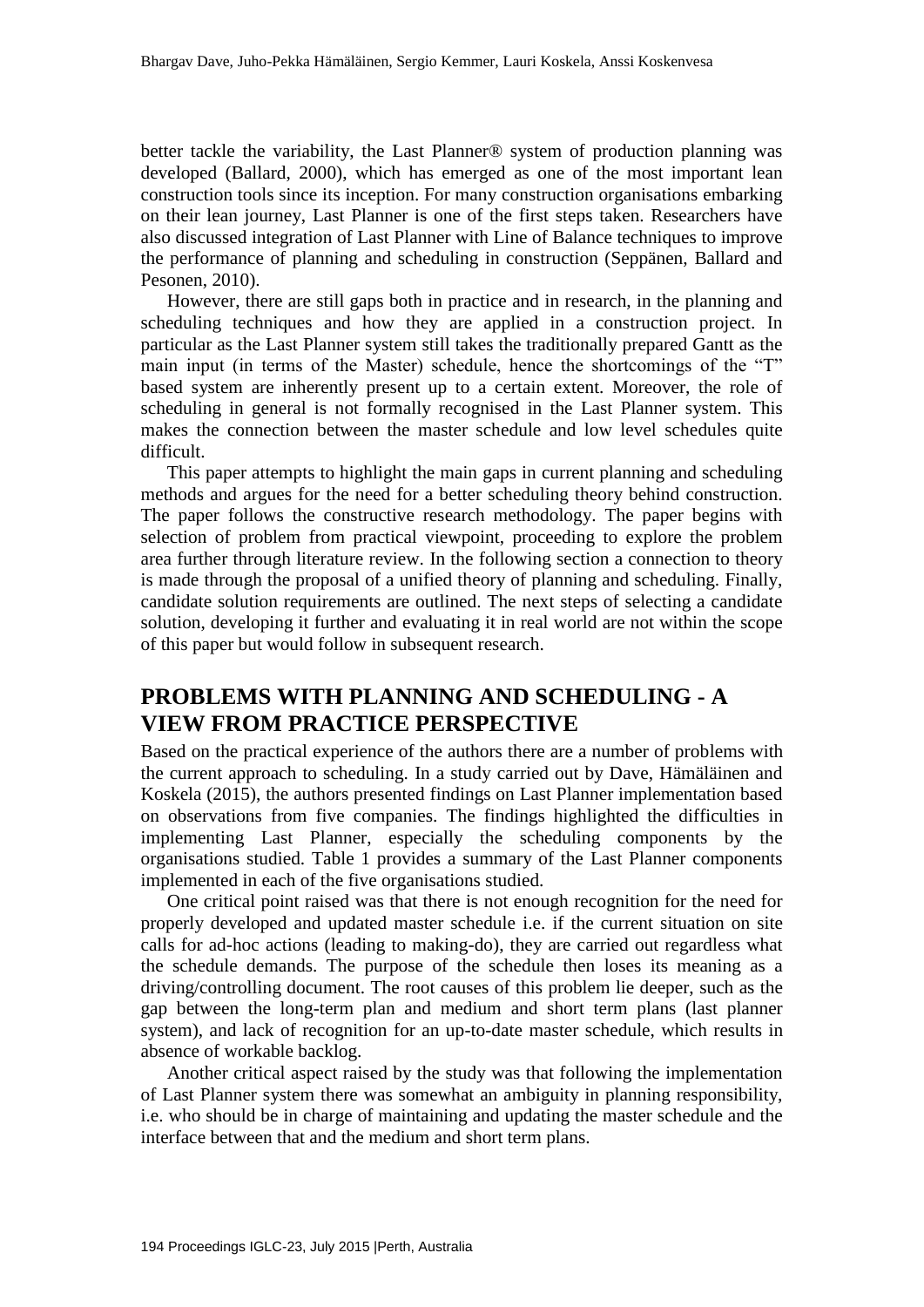better tackle the variability, the Last Planner® system of production planning was developed (Ballard, 2000), which has emerged as one of the most important lean construction tools since its inception. For many construction organisations embarking on their lean journey, Last Planner is one of the first steps taken. Researchers have also discussed integration of Last Planner with Line of Balance techniques to improve the performance of planning and scheduling in construction (Seppänen, Ballard and Pesonen, 2010).

However, there are still gaps both in practice and in research, in the planning and scheduling techniques and how they are applied in a construction project. In particular as the Last Planner system still takes the traditionally prepared Gantt as the main input (in terms of the Master) schedule, hence the shortcomings of the "T" based system are inherently present up to a certain extent. Moreover, the role of scheduling in general is not formally recognised in the Last Planner system. This makes the connection between the master schedule and low level schedules quite difficult.

This paper attempts to highlight the main gaps in current planning and scheduling methods and argues for the need for a better scheduling theory behind construction. The paper follows the constructive research methodology. The paper begins with selection of problem from practical viewpoint, proceeding to explore the problem area further through literature review. In the following section a connection to theory is made through the proposal of a unified theory of planning and scheduling. Finally, candidate solution requirements are outlined. The next steps of selecting a candidate solution, developing it further and evaluating it in real world are not within the scope of this paper but would follow in subsequent research.

## PROBLEMS WITH PLANNING AND SCHEDULING - A VIEW FROM PRACTICE PERSPECTIVE

Based on the practical experience of the authors there are a number of problems with the current approach to scheduling. In a study carried out by Dave, Hämäläinen and Koskela (2015), the authors presented findings on Last Planner implementation based on observations from five companies. The findings highlighted the difficulties in implementing Last Planner, especially the scheduling components by the organisations studied. Table 1 provides a summary of the Last Planner components implemented in each of the five organisations studied.

One critical point raised was that there is not enough recognition for the need for properly developed and updated master schedule i.e. if the current situation on site calls for ad-hoc actions (leading to making-do), they are carried out regardless what the schedule demands. The purpose of the schedule then loses its meaning as a driving/controlling document. The root causes of this problem lie deeper, such as the gap between the long-term plan and medium and short term plans (last planner system), and lack of recognition for an up-to-date master schedule, which results in absence of workable backlog.

Another critical aspect raised by the study was that following the implementation of Last Planner system there was somewhat an ambiguity in planning responsibility, i.e. who should be in charge of maintaining and updating the master schedule and the interface between that and the medium and short term plans.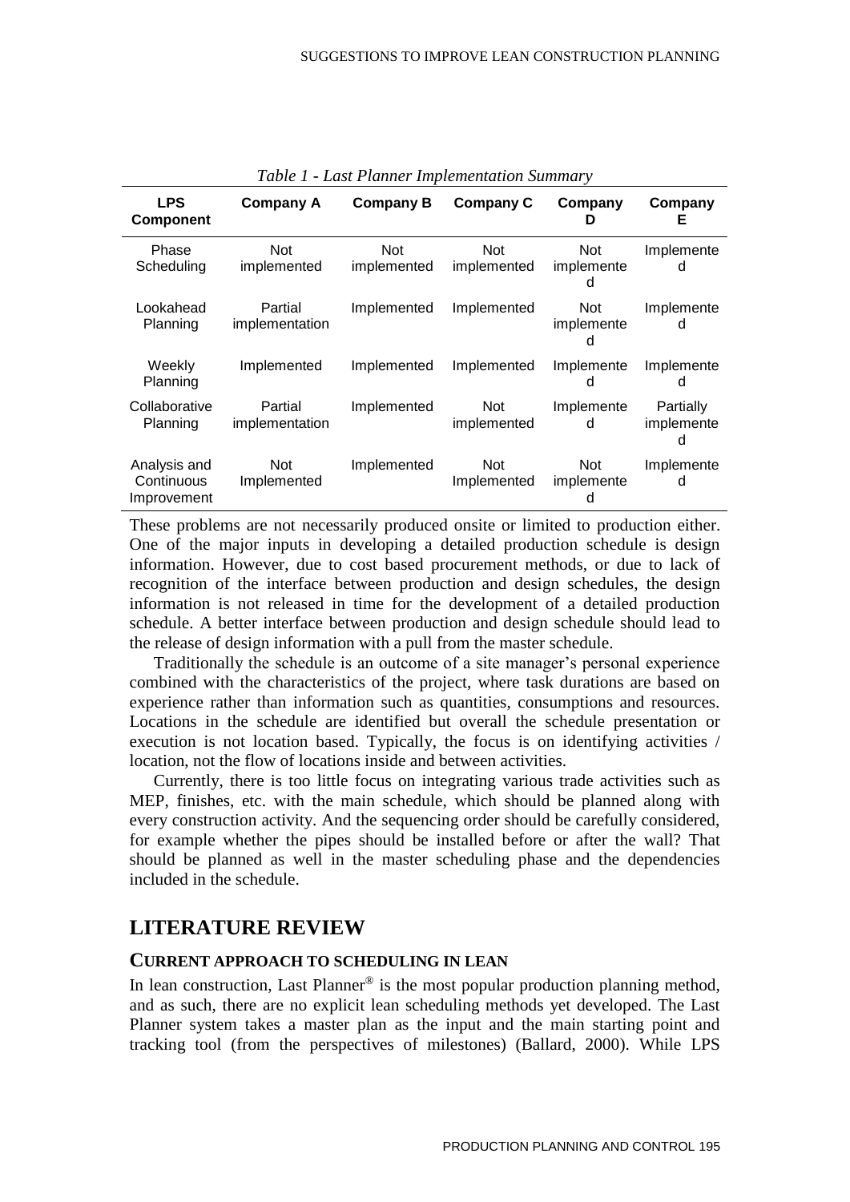*Table 1 - Last Planner Implementation Summary*

| LPS Component | Company A | Company B | Company C | Company D | Company E |
|---|---|---|---|---|---|
| Phase Scheduling | Not implemented | Not implemented | Not implemented | Not implemented | Implemented |
| Lookahead Planning | Partial implementation | Implemented | Implemented | Not implemented | Implemented |
| Weekly Planning | Implemented | Implemented | Implemented | Implemented | Implemented |
| Collaborative Planning | Partial implementation | Implemented | Not implemented | Implemented | Partially implemented |
| Analysis and Continuous Improvement | Not Implemented | Implemented | Not Implemented | Not implemented | Implemented |

These problems are not necessarily produced onsite or limited to production either. One of the major inputs in developing a detailed production schedule is design information. However, due to cost based procurement methods, or due to lack of recognition of the interface between production and design schedules, the design information is not released in time for the development of a detailed production schedule. A better interface between production and design schedule should lead to the release of design information with a pull from the master schedule.

Traditionally the schedule is an outcome of a site manager's personal experience combined with the characteristics of the project, where task durations are based on experience rather than information such as quantities, consumptions and resources. Locations in the schedule are identified but overall the schedule presentation or execution is not location based. Typically, the focus is on identifying activities / location, not the flow of locations inside and between activities.

Currently, there is too little focus on integrating various trade activities such as MEP, finishes, etc. with the main schedule, which should be planned along with every construction activity. And the sequencing order should be carefully considered, for example whether the pipes should be installed before or after the wall? That should be planned as well in the master scheduling phase and the dependencies included in the schedule.

## LITERATURE REVIEW

### CURRENT APPROACH TO SCHEDULING IN LEAN

In lean construction, Last Planner® is the most popular production planning method, and as such, there are no explicit lean scheduling methods yet developed. The Last Planner system takes a master plan as the input and the main starting point and tracking tool (from the perspectives of milestones) (Ballard, 2000). While LPS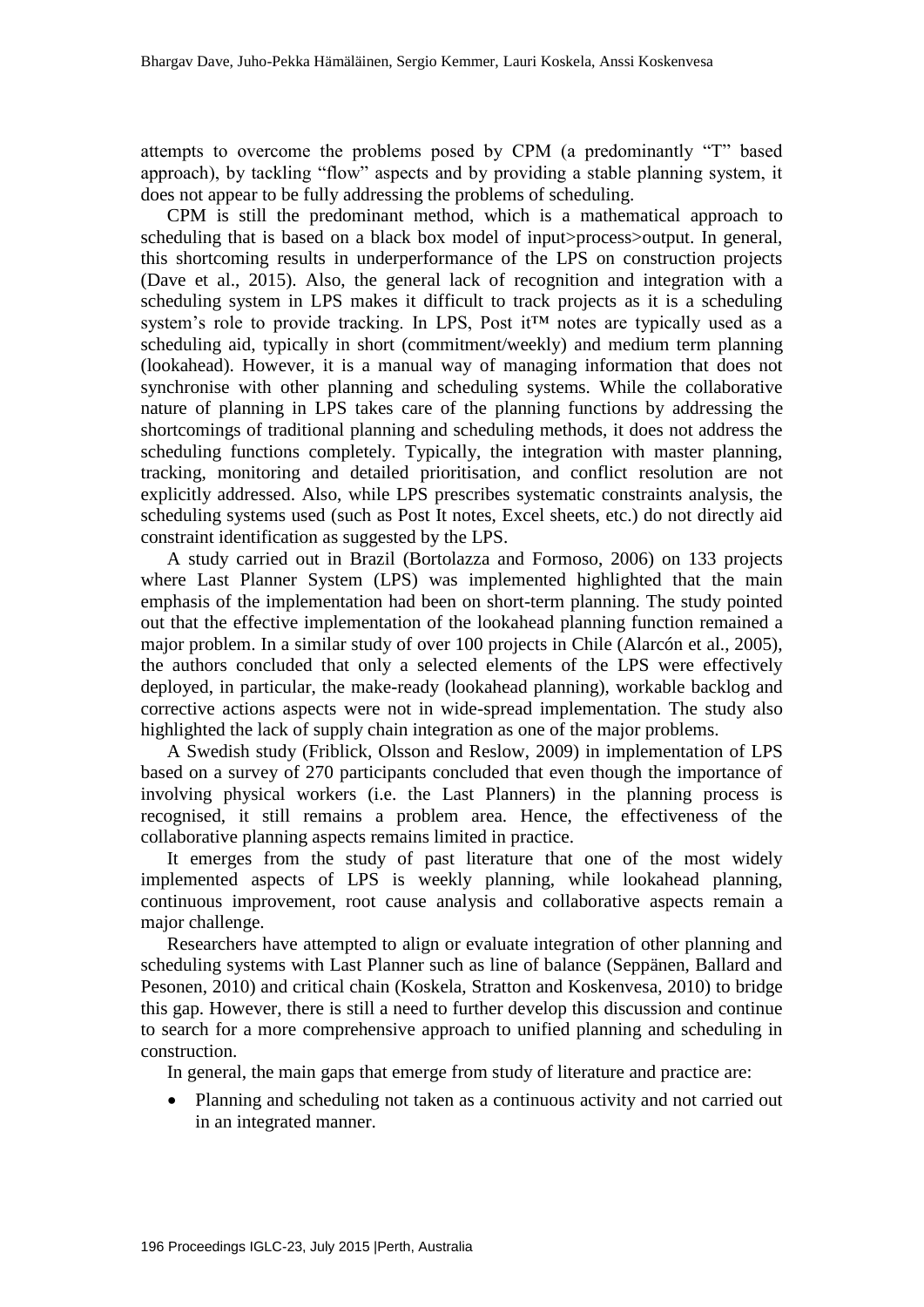attempts to overcome the problems posed by CPM (a predominantly "T" based approach), by tackling "flow" aspects and by providing a stable planning system, it does not appear to be fully addressing the problems of scheduling.

CPM is still the predominant method, which is a mathematical approach to scheduling that is based on a black box model of input>process>output. In general, this shortcoming results in underperformance of the LPS on construction projects (Dave et al., 2015). Also, the general lack of recognition and integration with a scheduling system in LPS makes it difficult to track projects as it is a scheduling system's role to provide tracking. In LPS, Post it™ notes are typically used as a scheduling aid, typically in short (commitment/weekly) and medium term planning (lookahead). However, it is a manual way of managing information that does not synchronise with other planning and scheduling systems. While the collaborative nature of planning in LPS takes care of the planning functions by addressing the shortcomings of traditional planning and scheduling methods, it does not address the scheduling functions completely. Typically, the integration with master planning, tracking, monitoring and detailed prioritisation, and conflict resolution are not explicitly addressed. Also, while LPS prescribes systematic constraints analysis, the scheduling systems used (such as Post It notes, Excel sheets, etc.) do not directly aid constraint identification as suggested by the LPS.

A study carried out in Brazil (Bortolazza and Formoso, 2006) on 133 projects where Last Planner System (LPS) was implemented highlighted that the main emphasis of the implementation had been on short-term planning. The study pointed out that the effective implementation of the lookahead planning function remained a major problem. In a similar study of over 100 projects in Chile (Alarcón et al., 2005), the authors concluded that only a selected elements of the LPS were effectively deployed, in particular, the make-ready (lookahead planning), workable backlog and corrective actions aspects were not in wide-spread implementation. The study also highlighted the lack of supply chain integration as one of the major problems.

A Swedish study (Friblick, Olsson and Reslow, 2009) in implementation of LPS based on a survey of 270 participants concluded that even though the importance of involving physical workers (i.e. the Last Planners) in the planning process is recognised, it still remains a problem area. Hence, the effectiveness of the collaborative planning aspects remains limited in practice.

It emerges from the study of past literature that one of the most widely implemented aspects of LPS is weekly planning, while lookahead planning, continuous improvement, root cause analysis and collaborative aspects remain a major challenge.

Researchers have attempted to align or evaluate integration of other planning and scheduling systems with Last Planner such as line of balance (Seppänen, Ballard and Pesonen, 2010) and critical chain (Koskela, Stratton and Koskenvesa, 2010) to bridge this gap. However, there is still a need to further develop this discussion and continue to search for a more comprehensive approach to unified planning and scheduling in construction.

In general, the main gaps that emerge from study of literature and practice are:

- Planning and scheduling not taken as a continuous activity and not carried out in an integrated manner.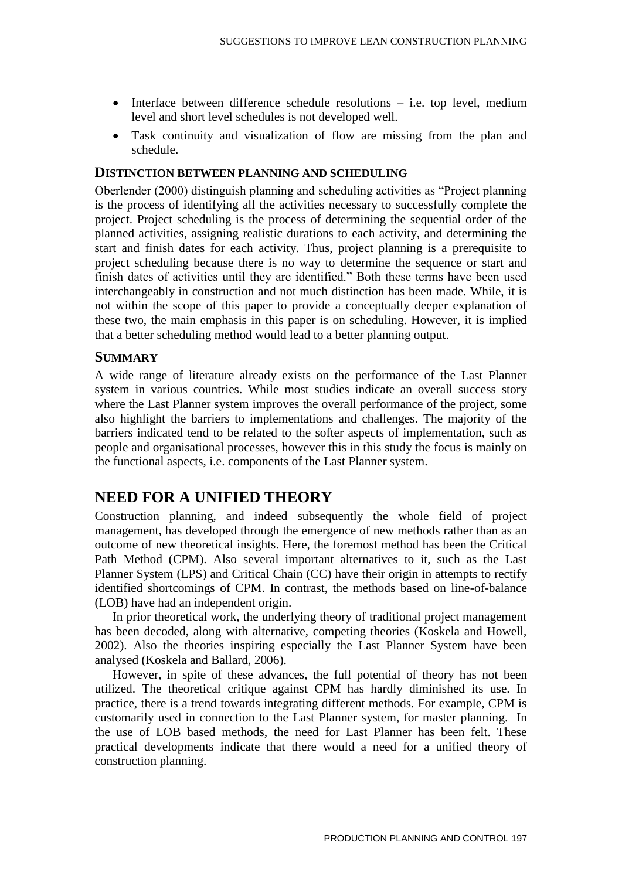- Interface between difference schedule resolutions – i.e. top level, medium level and short level schedules is not developed well.
- Task continuity and visualization of flow are missing from the plan and schedule.

### DISTINCTION BETWEEN PLANNING AND SCHEDULING

Oberlender (2000) distinguish planning and scheduling activities as "Project planning is the process of identifying all the activities necessary to successfully complete the project. Project scheduling is the process of determining the sequential order of the planned activities, assigning realistic durations to each activity, and determining the start and finish dates for each activity. Thus, project planning is a prerequisite to project scheduling because there is no way to determine the sequence or start and finish dates of activities until they are identified." Both these terms have been used interchangeably in construction and not much distinction has been made. While, it is not within the scope of this paper to provide a conceptually deeper explanation of these two, the main emphasis in this paper is on scheduling. However, it is implied that a better scheduling method would lead to a better planning output.

### SUMMARY

A wide range of literature already exists on the performance of the Last Planner system in various countries. While most studies indicate an overall success story where the Last Planner system improves the overall performance of the project, some also highlight the barriers to implementations and challenges. The majority of the barriers indicated tend to be related to the softer aspects of implementation, such as people and organisational processes, however this in this study the focus is mainly on the functional aspects, i.e. components of the Last Planner system.

## NEED FOR A UNIFIED THEORY

Construction planning, and indeed subsequently the whole field of project management, has developed through the emergence of new methods rather than as an outcome of new theoretical insights. Here, the foremost method has been the Critical Path Method (CPM). Also several important alternatives to it, such as the Last Planner System (LPS) and Critical Chain (CC) have their origin in attempts to rectify identified shortcomings of CPM. In contrast, the methods based on line-of-balance (LOB) have had an independent origin.

In prior theoretical work, the underlying theory of traditional project management has been decoded, along with alternative, competing theories (Koskela and Howell, 2002). Also the theories inspiring especially the Last Planner System have been analysed (Koskela and Ballard, 2006).

However, in spite of these advances, the full potential of theory has not been utilized. The theoretical critique against CPM has hardly diminished its use. In practice, there is a trend towards integrating different methods. For example, CPM is customarily used in connection to the Last Planner system, for master planning. In the use of LOB based methods, the need for Last Planner has been felt. These practical developments indicate that there would a need for a unified theory of construction planning.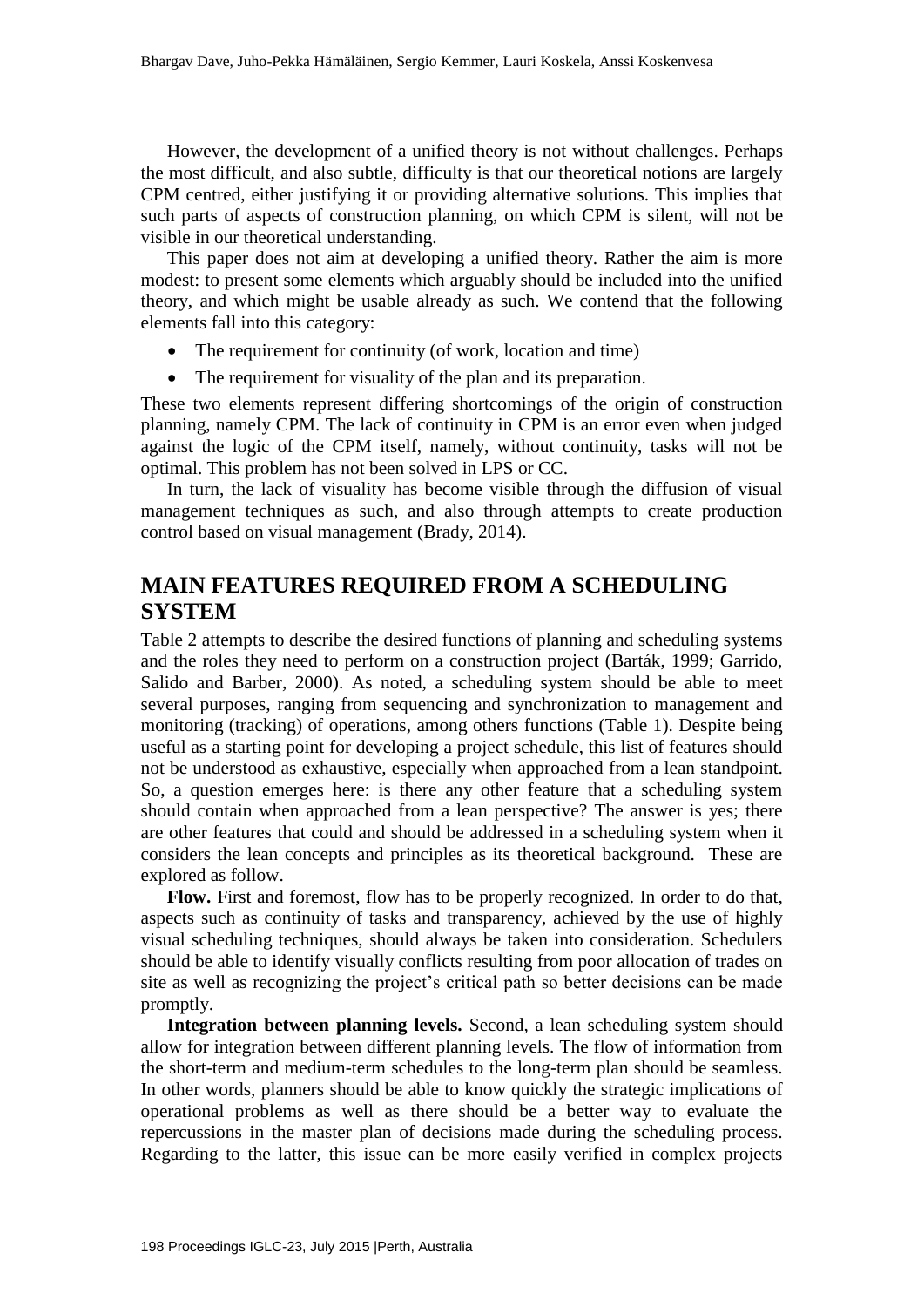However, the development of a unified theory is not without challenges. Perhaps the most difficult, and also subtle, difficulty is that our theoretical notions are largely CPM centred, either justifying it or providing alternative solutions. This implies that such parts of aspects of construction planning, on which CPM is silent, will not be visible in our theoretical understanding.

This paper does not aim at developing a unified theory. Rather the aim is more modest: to present some elements which arguably should be included into the unified theory, and which might be usable already as such. We contend that the following elements fall into this category:

- The requirement for continuity (of work, location and time)
- The requirement for visuality of the plan and its preparation.

These two elements represent differing shortcomings of the origin of construction planning, namely CPM. The lack of continuity in CPM is an error even when judged against the logic of the CPM itself, namely, without continuity, tasks will not be optimal. This problem has not been solved in LPS or CC.

In turn, the lack of visuality has become visible through the diffusion of visual management techniques as such, and also through attempts to create production control based on visual management (Brady, 2014).

## MAIN FEATURES REQUIRED FROM A SCHEDULING SYSTEM

Table 2 attempts to describe the desired functions of planning and scheduling systems and the roles they need to perform on a construction project (Barták, 1999; Garrido, Salido and Barber, 2000). As noted, a scheduling system should be able to meet several purposes, ranging from sequencing and synchronization to management and monitoring (tracking) of operations, among others functions (Table 1). Despite being useful as a starting point for developing a project schedule, this list of features should not be understood as exhaustive, especially when approached from a lean standpoint. So, a question emerges here: is there any other feature that a scheduling system should contain when approached from a lean perspective? The answer is yes; there are other features that could and should be addressed in a scheduling system when it considers the lean concepts and principles as its theoretical background. These are explored as follow.

**Flow.** First and foremost, flow has to be properly recognized. In order to do that, aspects such as continuity of tasks and transparency, achieved by the use of highly visual scheduling techniques, should always be taken into consideration. Schedulers should be able to identify visually conflicts resulting from poor allocation of trades on site as well as recognizing the project's critical path so better decisions can be made promptly.

**Integration between planning levels.** Second, a lean scheduling system should allow for integration between different planning levels. The flow of information from the short-term and medium-term schedules to the long-term plan should be seamless. In other words, planners should be able to know quickly the strategic implications of operational problems as well as there should be a better way to evaluate the repercussions in the master plan of decisions made during the scheduling process. Regarding to the latter, this issue can be more easily verified in complex projects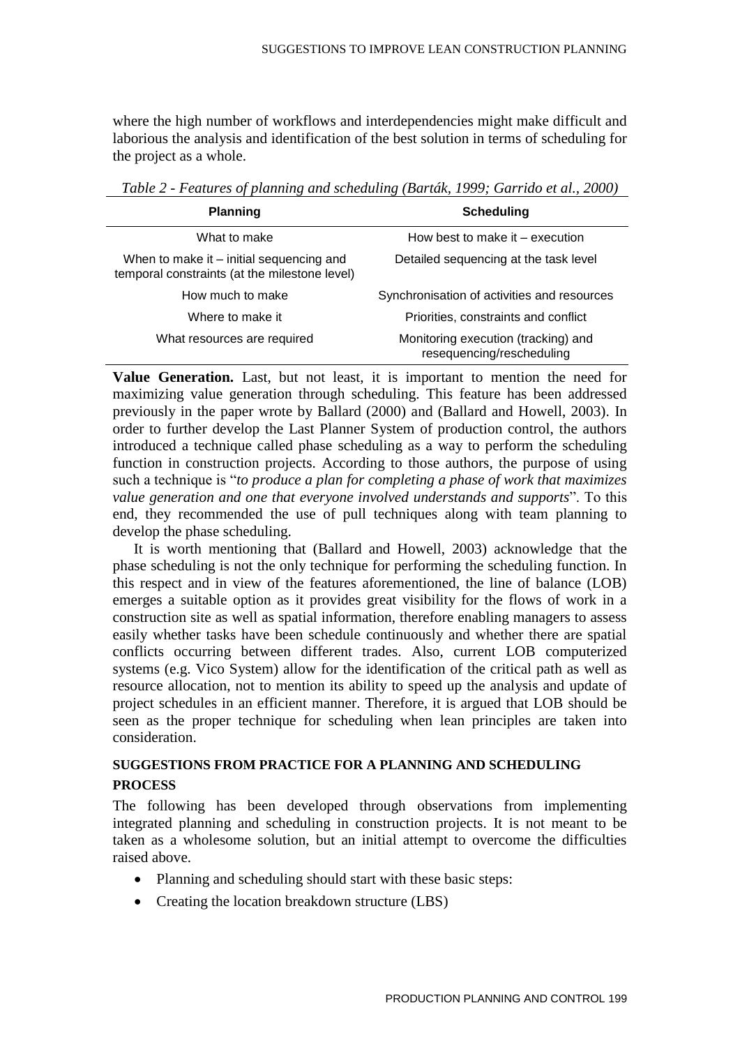where the high number of workflows and interdependencies might make difficult and laborious the analysis and identification of the best solution in terms of scheduling for the project as a whole.

*Table 2 - Features of planning and scheduling (Barták, 1999; Garrido et al., 2000)*

| Planning | Scheduling |
|---|---|
| What to make | How best to make it – execution |
| When to make it – initial sequencing and temporal constraints (at the milestone level) | Detailed sequencing at the task level |
| How much to make | Synchronisation of activities and resources |
| Where to make it | Priorities, constraints and conflict |
| What resources are required | Monitoring execution (tracking) and resequencing/rescheduling |

**Value Generation.** Last, but not least, it is important to mention the need for maximizing value generation through scheduling. This feature has been addressed previously in the paper wrote by Ballard (2000) and (Ballard and Howell, 2003). In order to further develop the Last Planner System of production control, the authors introduced a technique called phase scheduling as a way to perform the scheduling function in construction projects. According to those authors, the purpose of using such a technique is "*to produce a plan for completing a phase of work that maximizes value generation and one that everyone involved understands and supports*". To this end, they recommended the use of pull techniques along with team planning to develop the phase scheduling.

It is worth mentioning that (Ballard and Howell, 2003) acknowledge that the phase scheduling is not the only technique for performing the scheduling function. In this respect and in view of the features aforementioned, the line of balance (LOB) emerges a suitable option as it provides great visibility for the flows of work in a construction site as well as spatial information, therefore enabling managers to assess easily whether tasks have been schedule continuously and whether there are spatial conflicts occurring between different trades. Also, current LOB computerized systems (e.g. Vico System) allow for the identification of the critical path as well as resource allocation, not to mention its ability to speed up the analysis and update of project schedules in an efficient manner. Therefore, it is argued that LOB should be seen as the proper technique for scheduling when lean principles are taken into consideration.

## SUGGESTIONS FROM PRACTICE FOR A PLANNING AND SCHEDULING PROCESS

The following has been developed through observations from implementing integrated planning and scheduling in construction projects. It is not meant to be taken as a wholesome solution, but an initial attempt to overcome the difficulties raised above.

- Planning and scheduling should start with these basic steps:
- Creating the location breakdown structure (LBS)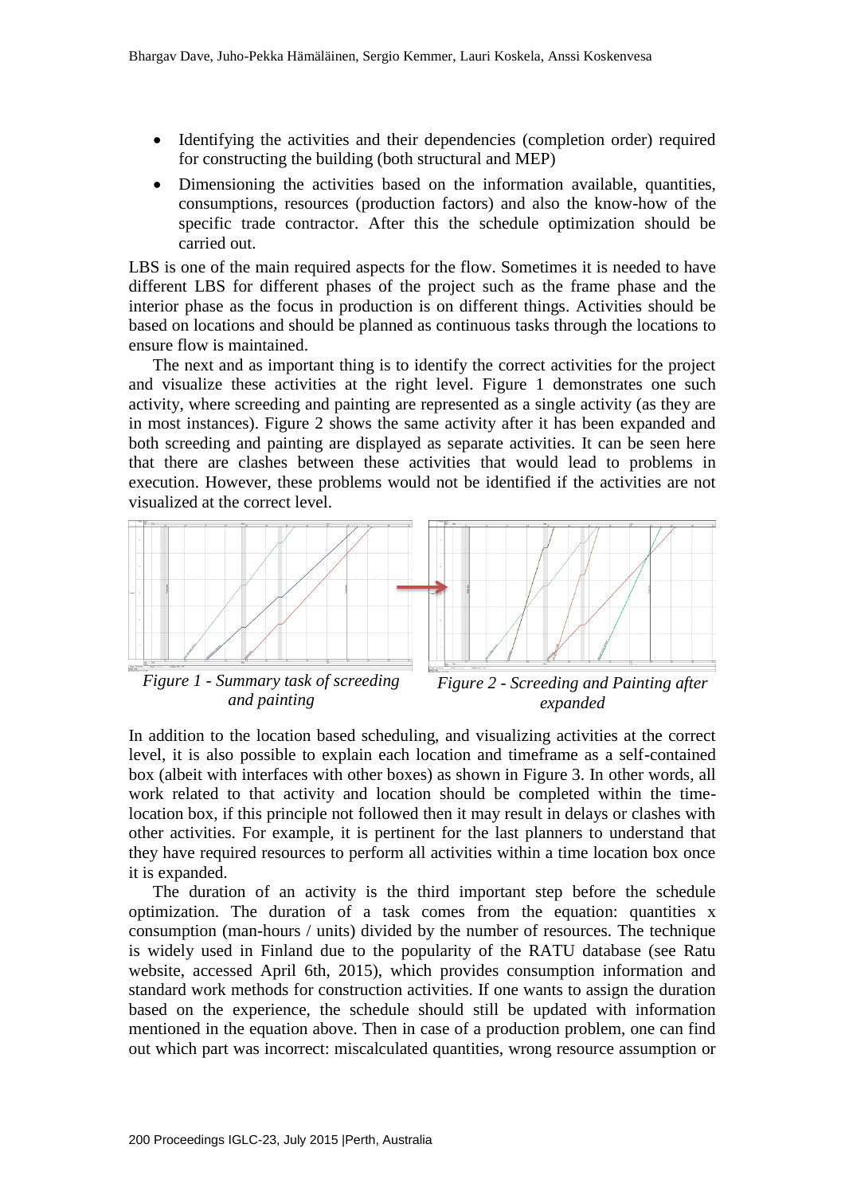- Identifying the activities and their dependencies (completion order) required for constructing the building (both structural and MEP)
- Dimensioning the activities based on the information available, quantities, consumptions, resources (production factors) and also the know-how of the specific trade contractor. After this the schedule optimization should be carried out.

LBS is one of the main required aspects for the flow. Sometimes it is needed to have different LBS for different phases of the project such as the frame phase and the interior phase as the focus in production is on different things. Activities should be based on locations and should be planned as continuous tasks through the locations to ensure flow is maintained.

The next and as important thing is to identify the correct activities for the project and visualize these activities at the right level. Figure 1 demonstrates one such activity, where screeding and painting are represented as a single activity (as they are in most instances). Figure 2 shows the same activity after it has been expanded and both screeding and painting are displayed as separate activities. It can be seen here that there are clashes between these activities that would lead to problems in execution. However, these problems would not be identified if the activities are not visualized at the correct level.

*Figure 1 - Summary task of screeding and painting*

*Figure 2 - Screeding and Painting after expanded*

In addition to the location based scheduling, and visualizing activities at the correct level, it is also possible to explain each location and timeframe as a self-contained box (albeit with interfaces with other boxes) as shown in Figure 3. In other words, all work related to that activity and location should be completed within the time-location box, if this principle not followed then it may result in delays or clashes with other activities. For example, it is pertinent for the last planners to understand that they have required resources to perform all activities within a time location box once it is expanded.

The duration of an activity is the third important step before the schedule optimization. The duration of a task comes from the equation: quantities x consumption (man-hours / units) divided by the number of resources. The technique is widely used in Finland due to the popularity of the RATU database (see Ratu website, accessed April 6th, 2015), which provides consumption information and standard work methods for construction activities. If one wants to assign the duration based on the experience, the schedule should still be updated with information mentioned in the equation above. Then in case of a production problem, one can find out which part was incorrect: miscalculated quantities, wrong resource assumption or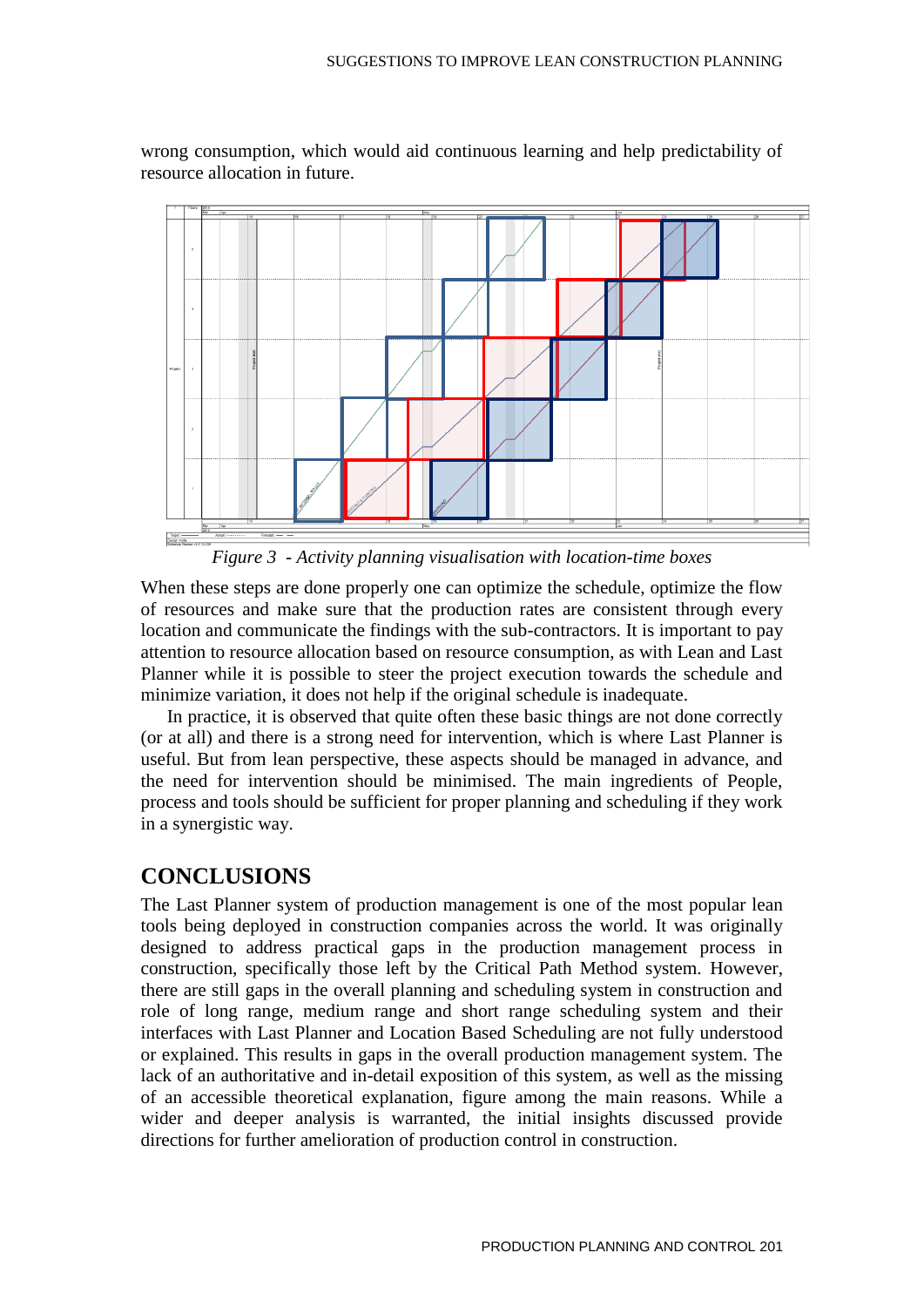wrong consumption, which would aid continuous learning and help predictability of resource allocation in future.

*Figure 3 - Activity planning visualisation with location-time boxes*

When these steps are done properly one can optimize the schedule, optimize the flow of resources and make sure that the production rates are consistent through every location and communicate the findings with the sub-contractors. It is important to pay attention to resource allocation based on resource consumption, as with Lean and Last Planner while it is possible to steer the project execution towards the schedule and minimize variation, it does not help if the original schedule is inadequate.

In practice, it is observed that quite often these basic things are not done correctly (or at all) and there is a strong need for intervention, which is where Last Planner is useful. But from lean perspective, these aspects should be managed in advance, and the need for intervention should be minimised. The main ingredients of People, process and tools should be sufficient for proper planning and scheduling if they work in a synergistic way.

## CONCLUSIONS

The Last Planner system of production management is one of the most popular lean tools being deployed in construction companies across the world. It was originally designed to address practical gaps in the production management process in construction, specifically those left by the Critical Path Method system. However, there are still gaps in the overall planning and scheduling system in construction and role of long range, medium range and short range scheduling system and their interfaces with Last Planner and Location Based Scheduling are not fully understood or explained. This results in gaps in the overall production management system. The lack of an authoritative and in-detail exposition of this system, as well as the missing of an accessible theoretical explanation, figure among the main reasons. While a wider and deeper analysis is warranted, the initial insights discussed provide directions for further amelioration of production control in construction.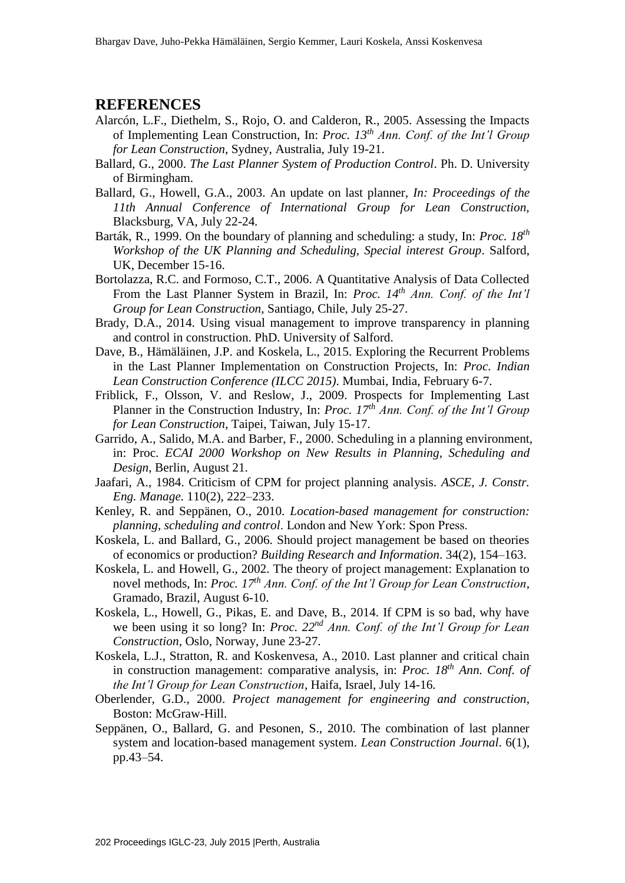## REFERENCES

Alarcón, L.F., Diethelm, S., Rojo, O. and Calderon, R., 2005. Assessing the Impacts of Implementing Lean Construction, In: *Proc. 13th Ann. Conf. of the Int'l Group for Lean Construction*, Sydney, Australia, July 19-21.

Ballard, G., 2000. *The Last Planner System of Production Control*. Ph. D. University of Birmingham.

Ballard, G., Howell, G.A., 2003. An update on last planner, *In: Proceedings of the 11th Annual Conference of International Group for Lean Construction*, Blacksburg, VA, July 22-24.

Barták, R., 1999. On the boundary of planning and scheduling: a study, In: *Proc. 18th Workshop of the UK Planning and Scheduling, Special interest Group*. Salford, UK, December 15-16.

Bortolazza, R.C. and Formoso, C.T., 2006. A Quantitative Analysis of Data Collected From the Last Planner System in Brazil, In: *Proc. 14th Ann. Conf. of the Int'l Group for Lean Construction*, Santiago, Chile, July 25-27.

Brady, D.A., 2014. Using visual management to improve transparency in planning and control in construction. PhD. University of Salford.

Dave, B., Hämäläinen, J.P. and Koskela, L., 2015. Exploring the Recurrent Problems in the Last Planner Implementation on Construction Projects, In: *Proc. Indian Lean Construction Conference (ILCC 2015)*. Mumbai, India, February 6-7.

Friblick, F., Olsson, V. and Reslow, J., 2009. Prospects for Implementing Last Planner in the Construction Industry, In: *Proc. 17th Ann. Conf. of the Int'l Group for Lean Construction*, Taipei, Taiwan, July 15-17.

Garrido, A., Salido, M.A. and Barber, F., 2000. Scheduling in a planning environment, in: Proc. *ECAI 2000 Workshop on New Results in Planning, Scheduling and Design*, Berlin, August 21.

Jaafari, A., 1984. Criticism of CPM for project planning analysis. *ASCE, J. Constr. Eng. Manage.* 110(2), 222–233.

Kenley, R. and Seppänen, O., 2010. *Location-based management for construction: planning, scheduling and control*. London and New York: Spon Press.

Koskela, L. and Ballard, G., 2006. Should project management be based on theories of economics or production? *Building Research and Information*. 34(2), 154–163.

Koskela, L. and Howell, G., 2002. The theory of project management: Explanation to novel methods, In: *Proc. 17th Ann. Conf. of the Int'l Group for Lean Construction*, Gramado, Brazil, August 6-10.

Koskela, L., Howell, G., Pikas, E. and Dave, B., 2014. If CPM is so bad, why have we been using it so long? In: *Proc. 22nd Ann. Conf. of the Int'l Group for Lean Construction*, Oslo, Norway, June 23-27.

Koskela, L.J., Stratton, R. and Koskenvesa, A., 2010. Last planner and critical chain in construction management: comparative analysis, in: *Proc. 18th Ann. Conf. of the Int'l Group for Lean Construction*, Haifa, Israel, July 14-16.

Oberlender, G.D., 2000. *Project management for engineering and construction*, Boston: McGraw-Hill.

Seppänen, O., Ballard, G. and Pesonen, S., 2010. The combination of last planner system and location-based management system. *Lean Construction Journal*. 6(1), pp.43–54.